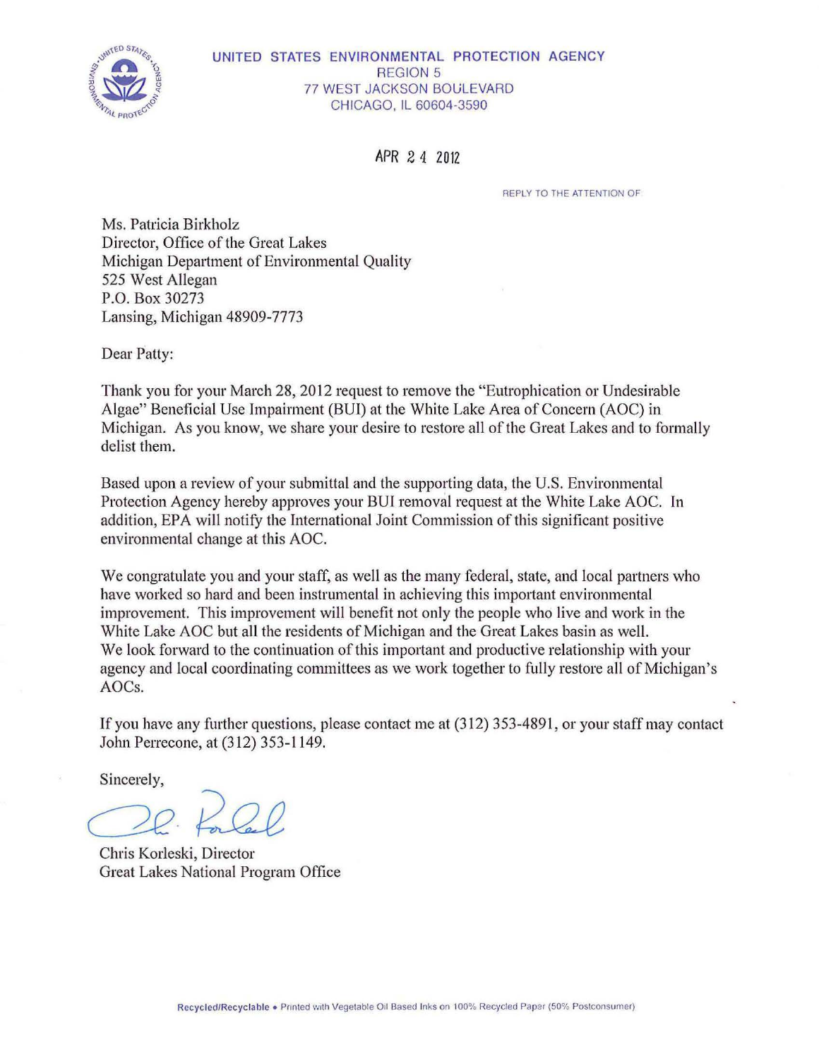UNITED STATES ENVIRONMENTAL PROTECTION AGENCY
REGION 5
77 WEST JACKSON BOULEVARD
CHICAGO, IL 60604-3590

APR 24 2012

REPLY TO THE ATTENTION OF

Ms. Patricia Birkholz
Director, Office of the Great Lakes
Michigan Department of Environmental Quality
525 West Allegan
P.O. Box 30273
Lansing, Michigan 48909-7773

Dear Patty:

Thank you for your March 28, 2012 request to remove the "Eutrophication or Undesirable Algae" Beneficial Use Impairment (BUI) at the White Lake Area of Concern (AOC) in Michigan. As you know, we share your desire to restore all of the Great Lakes and to formally delist them.

Based upon a review of your submittal and the supporting data, the U.S. Environmental Protection Agency hereby approves your BUI removal request at the White Lake AOC. In addition, EPA will notify the International Joint Commission of this significant positive environmental change at this AOC.

We congratulate you and your staff, as well as the many federal, state, and local partners who have worked so hard and been instrumental in achieving this important environmental improvement. This improvement will benefit not only the people who live and work in the White Lake AOC but all the residents of Michigan and the Great Lakes basin as well. We look forward to the continuation of this important and productive relationship with your agency and local coordinating committees as we work together to fully restore all of Michigan's AOCs.

If you have any further questions, please contact me at (312) 353-4891, or your staff may contact John Perrecone, at (312) 353-1149.

Sincerely,

Chris Korleski, Director
Great Lakes National Program Office

Recycled/Recyclable • Printed with Vegetable Oil Based Inks on 100% Recycled Paper (50% Postconsumer)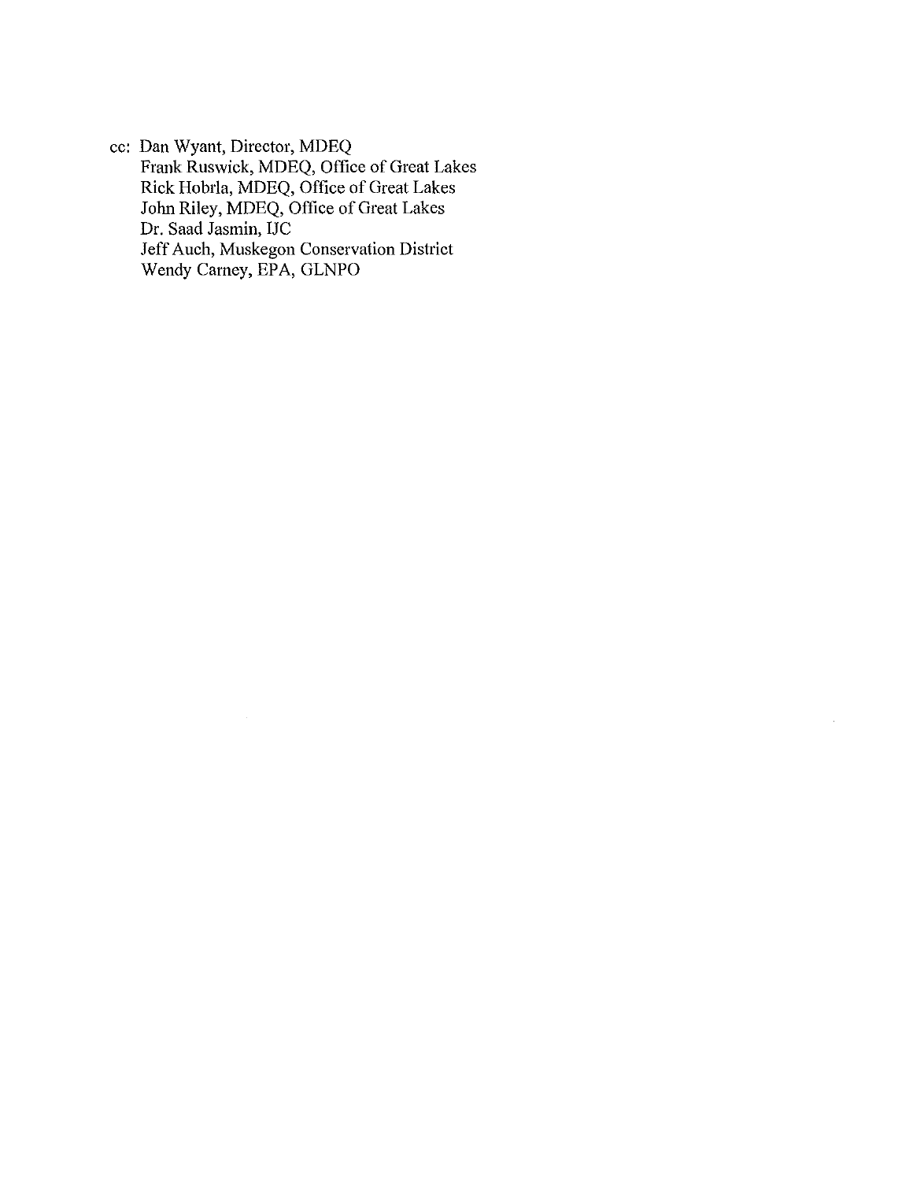cc: Dan Wyant, Director, MDEQ
Frank Ruswick, MDEQ, Office of Great Lakes
Rick Hobrla, MDEQ, Office of Great Lakes
John Riley, MDEQ, Office of Great Lakes
Dr. Saad Jasmin, IJC
Jeff Auch, Muskegon Conservation District
Wendy Carney, EPA, GLNPO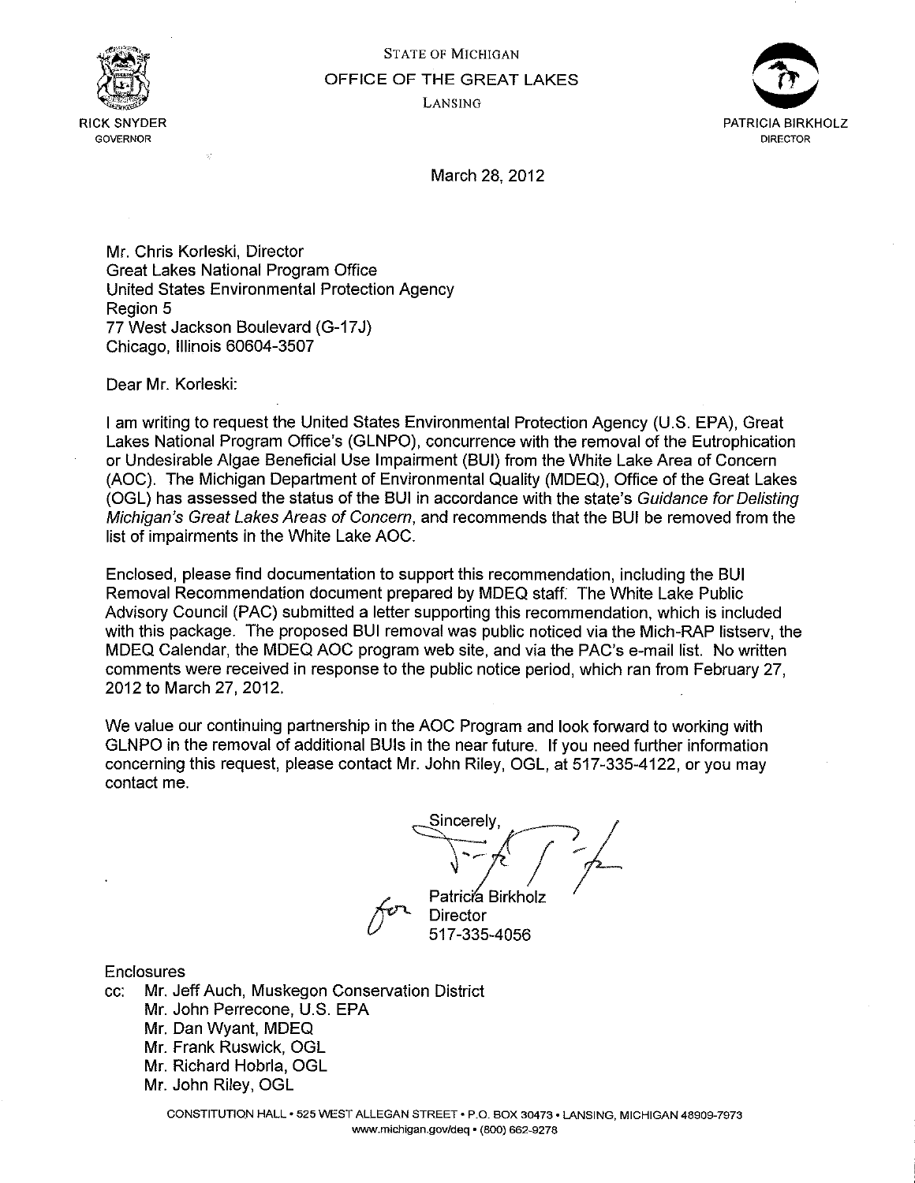RICK SNYDER
GOVERNOR

STATE OF MICHIGAN
OFFICE OF THE GREAT LAKES
LANSING

PATRICIA BIRKHOLZ
DIRECTOR

March 28, 2012

Mr. Chris Korleski, Director
Great Lakes National Program Office
United States Environmental Protection Agency
Region 5
77 West Jackson Boulevard (G-17J)
Chicago, Illinois 60604-3507

Dear Mr. Korleski:

I am writing to request the United States Environmental Protection Agency (U.S. EPA), Great Lakes National Program Office's (GLNPO), concurrence with the removal of the Eutrophication or Undesirable Algae Beneficial Use Impairment (BUI) from the White Lake Area of Concern (AOC). The Michigan Department of Environmental Quality (MDEQ), Office of the Great Lakes (OGL) has assessed the status of the BUI in accordance with the state's *Guidance for Delisting Michigan's Great Lakes Areas of Concern*, and recommends that the BUI be removed from the list of impairments in the White Lake AOC.

Enclosed, please find documentation to support this recommendation, including the BUI Removal Recommendation document prepared by MDEQ staff. The White Lake Public Advisory Council (PAC) submitted a letter supporting this recommendation, which is included with this package. The proposed BUI removal was public noticed via the Mich-RAP listserv, the MDEQ Calendar, the MDEQ AOC program web site, and via the PAC's e-mail list. No written comments were received in response to the public notice period, which ran from February 27, 2012 to March 27, 2012.

We value our continuing partnership in the AOC Program and look forward to working with GLNPO in the removal of additional BUIs in the near future. If you need further information concerning this request, please contact Mr. John Riley, OGL, at 517-335-4122, or you may contact me.

Sincerely,

for Patricia Birkholz
Director
517-335-4056

Enclosures

cc: Mr. Jeff Auch, Muskegon Conservation District
Mr. John Perrecone, U.S. EPA
Mr. Dan Wyant, MDEQ
Mr. Frank Ruswick, OGL
Mr. Richard Hobrla, OGL
Mr. John Riley, OGL

CONSTITUTION HALL • 525 WEST ALLEGAN STREET • P.O. BOX 30473 • LANSING, MICHIGAN 48909-7973
www.michigan.gov/deq • (800) 662-9278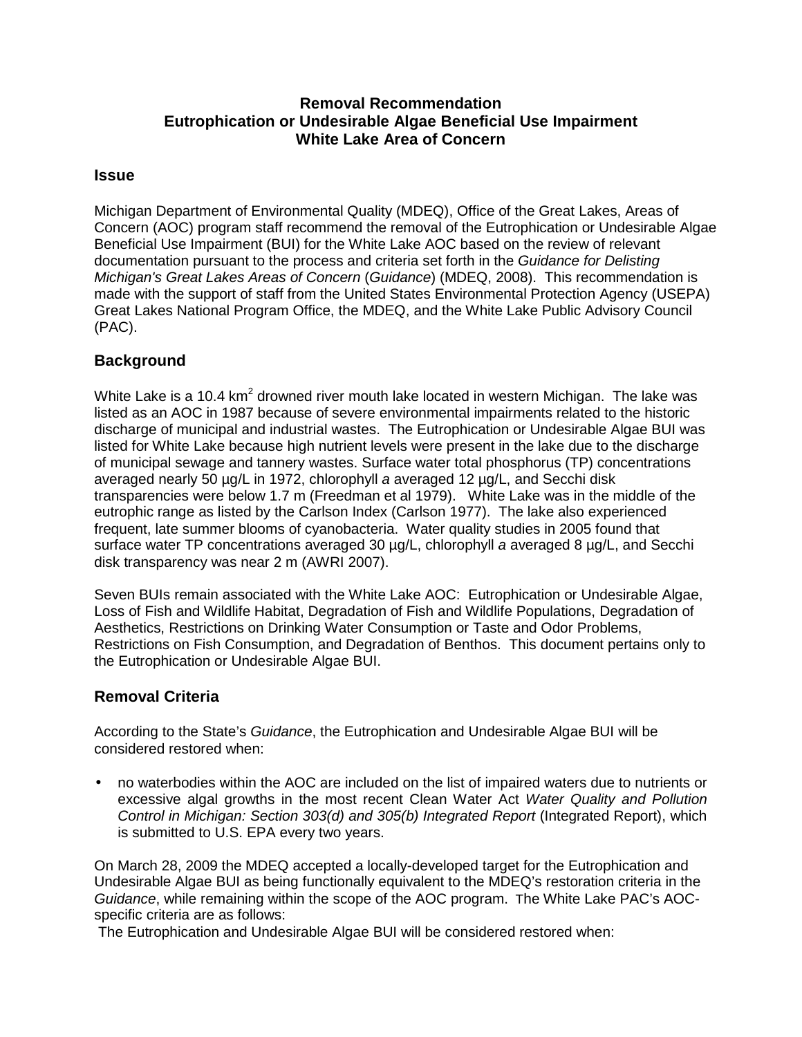**Removal Recommendation**
**Eutrophication or Undesirable Algae Beneficial Use Impairment**
**White Lake Area of Concern**

## Issue

Michigan Department of Environmental Quality (MDEQ), Office of the Great Lakes, Areas of Concern (AOC) program staff recommend the removal of the Eutrophication or Undesirable Algae Beneficial Use Impairment (BUI) for the White Lake AOC based on the review of relevant documentation pursuant to the process and criteria set forth in the *Guidance for Delisting Michigan's Great Lakes Areas of Concern* (*Guidance*) (MDEQ, 2008). This recommendation is made with the support of staff from the United States Environmental Protection Agency (USEPA) Great Lakes National Program Office, the MDEQ, and the White Lake Public Advisory Council (PAC).

## Background

White Lake is a 10.4 $km^2$ drowned river mouth lake located in western Michigan. The lake was listed as an AOC in 1987 because of severe environmental impairments related to the historic discharge of municipal and industrial wastes. The Eutrophication or Undesirable Algae BUI was listed for White Lake because high nutrient levels were present in the lake due to the discharge of municipal sewage and tannery wastes. Surface water total phosphorus (TP) concentrations averaged nearly 50 µg/L in 1972, chlorophyll *a* averaged 12 µg/L, and Secchi disk transparencies were below 1.7 m (Freedman et al 1979). White Lake was in the middle of the eutrophic range as listed by the Carlson Index (Carlson 1977). The lake also experienced frequent, late summer blooms of cyanobacteria. Water quality studies in 2005 found that surface water TP concentrations averaged 30 µg/L, chlorophyll *a* averaged 8 µg/L, and Secchi disk transparency was near 2 m (AWRI 2007).

Seven BUIs remain associated with the White Lake AOC: Eutrophication or Undesirable Algae, Loss of Fish and Wildlife Habitat, Degradation of Fish and Wildlife Populations, Degradation of Aesthetics, Restrictions on Drinking Water Consumption or Taste and Odor Problems, Restrictions on Fish Consumption, and Degradation of Benthos. This document pertains only to the Eutrophication or Undesirable Algae BUI.

## Removal Criteria

According to the State's *Guidance*, the Eutrophication and Undesirable Algae BUI will be considered restored when:

- no waterbodies within the AOC are included on the list of impaired waters due to nutrients or excessive algal growths in the most recent Clean Water Act *Water Quality and Pollution Control in Michigan: Section 303(d) and 305(b) Integrated Report* (Integrated Report), which is submitted to U.S. EPA every two years.

On March 28, 2009 the MDEQ accepted a locally-developed target for the Eutrophication and Undesirable Algae BUI as being functionally equivalent to the MDEQ's restoration criteria in the *Guidance*, while remaining within the scope of the AOC program. The White Lake PAC's AOC-specific criteria are as follows:

The Eutrophication and Undesirable Algae BUI will be considered restored when: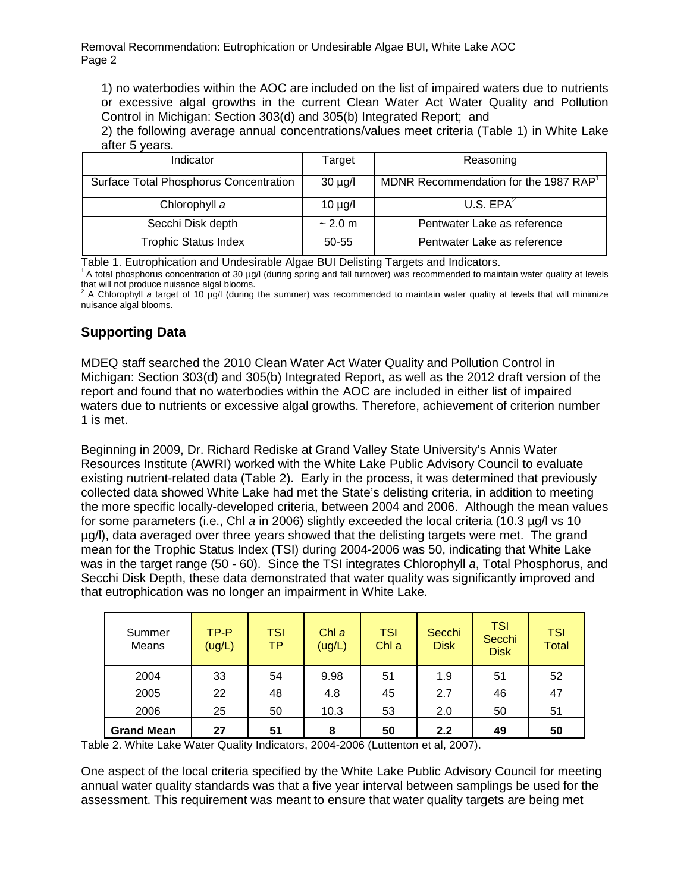1) no waterbodies within the AOC are included on the list of impaired waters due to nutrients or excessive algal growths in the current Clean Water Act Water Quality and Pollution Control in Michigan: Section 303(d) and 305(b) Integrated Report; and

2) the following average annual concentrations/values meet criteria (Table 1) in White Lake after 5 years.

| Indicator | Target | Reasoning |
|---|---|---|
| Surface Total Phosphorus Concentration | 30 µg/l | MDNR Recommendation for the 1987 RAP[1] |
| Chlorophyll *a* | 10 µg/l | U.S. EPA[2] |
| Secchi Disk depth | ~ 2.0 m | Pentwater Lake as reference |
| Trophic Status Index | 50-55 | Pentwater Lake as reference |

Table 1. Eutrophication and Undesirable Algae BUI Delisting Targets and Indicators.

[1] A total phosphorus concentration of 30 µg/l (during spring and fall turnover) was recommended to maintain water quality at levels that will not produce nuisance algal blooms.

[2] A Chlorophyll *a* target of 10 µg/l (during the summer) was recommended to maintain water quality at levels that will minimize nuisance algal blooms.

## Supporting Data

MDEQ staff searched the 2010 Clean Water Act Water Quality and Pollution Control in Michigan: Section 303(d) and 305(b) Integrated Report, as well as the 2012 draft version of the report and found that no waterbodies within the AOC are included in either list of impaired waters due to nutrients or excessive algal growths. Therefore, achievement of criterion number 1 is met.

Beginning in 2009, Dr. Richard Rediske at Grand Valley State University's Annis Water Resources Institute (AWRI) worked with the White Lake Public Advisory Council to evaluate existing nutrient-related data (Table 2). Early in the process, it was determined that previously collected data showed White Lake had met the State's delisting criteria, in addition to meeting the more specific locally-developed criteria, between 2004 and 2006. Although the mean values for some parameters (i.e., Chl *a* in 2006) slightly exceeded the local criteria (10.3 µg/l vs 10 µg/l), data averaged over three years showed that the delisting targets were met. The grand mean for the Trophic Status Index (TSI) during 2004-2006 was 50, indicating that White Lake was in the target range (50 - 60). Since the TSI integrates Chlorophyll *a*, Total Phosphorus, and Secchi Disk Depth, these data demonstrated that water quality was significantly improved and that eutrophication was no longer an impairment in White Lake.

| Summer Means | TP-P (ug/L) | TSI TP | Chl *a* (ug/L) | TSI Chl a | Secchi Disk | TSI Secchi Disk | TSI Total |
|---|---|---|---|---|---|---|---|
| 2004 | 33 | 54 | 9.98 | 51 | 1.9 | 51 | 52 |
| 2005 | 22 | 48 | 4.8 | 45 | 2.7 | 46 | 47 |
| 2006 | 25 | 50 | 10.3 | 53 | 2.0 | 50 | 51 |
| **Grand Mean** | **27** | **51** | **8** | **50** | **2.2** | **49** | **50** |

Table 2. White Lake Water Quality Indicators, 2004-2006 (Luttenton et al, 2007).

One aspect of the local criteria specified by the White Lake Public Advisory Council for meeting annual water quality standards was that a five year interval between samplings be used for the assessment. This requirement was meant to ensure that water quality targets are being met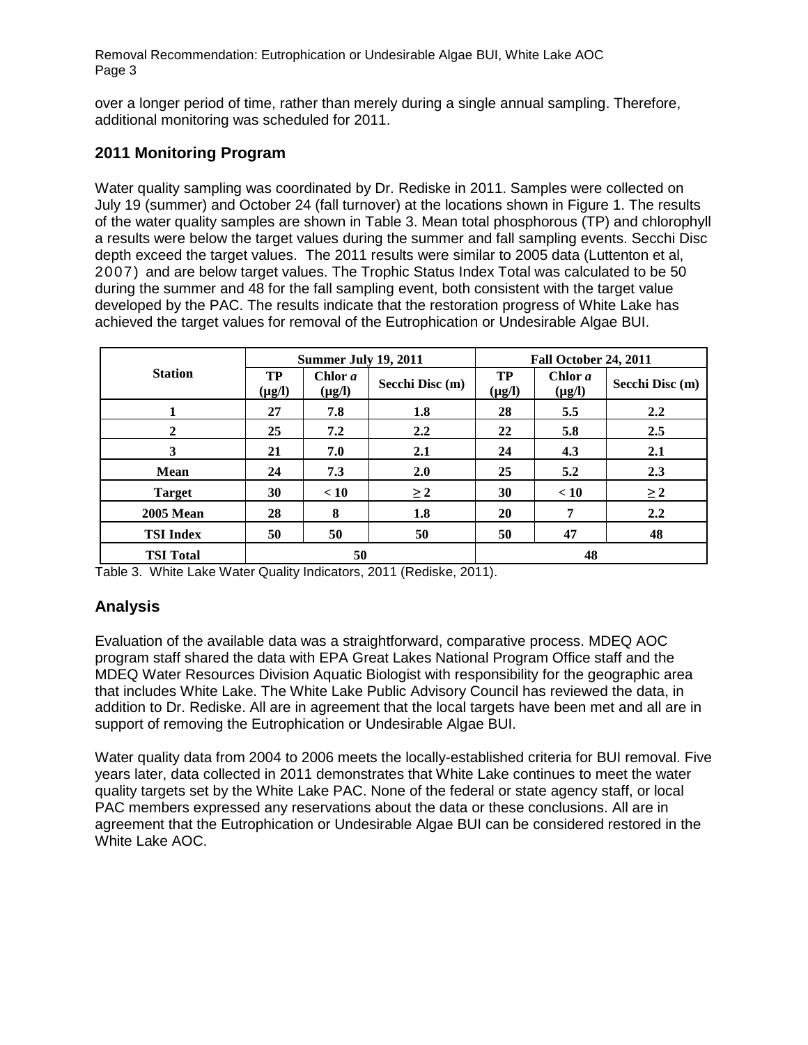over a longer period of time, rather than merely during a single annual sampling. Therefore, additional monitoring was scheduled for 2011.

## 2011 Monitoring Program

Water quality sampling was coordinated by Dr. Rediske in 2011. Samples were collected on July 19 (summer) and October 24 (fall turnover) at the locations shown in Figure 1. The results of the water quality samples are shown in Table 3. Mean total phosphorous (TP) and chlorophyll a results were below the target values during the summer and fall sampling events. Secchi Disc depth exceed the target values. The 2011 results were similar to 2005 data (Luttenton et al, 2007) and are below target values. The Trophic Status Index Total was calculated to be 50 during the summer and 48 for the fall sampling event, both consistent with the target value developed by the PAC. The results indicate that the restoration progress of White Lake has achieved the target values for removal of the Eutrophication or Undesirable Algae BUI.

| Station | Summer July 19, 2011 | | | Fall October 24, 2011 | | |
|---|---|---|---|---|---|---|
| | TP (µg/l) | Chlor *a* (µg/l) | Secchi Disc (m) | TP (µg/l) | Chlor *a* (µg/l) | Secchi Disc (m) |
| **1** | **27** | **7.8** | **1.8** | **28** | **5.5** | **2.2** |
| **2** | **25** | **7.2** | **2.2** | **22** | **5.8** | **2.5** |
| **3** | **21** | **7.0** | **2.1** | **24** | **4.3** | **2.1** |
| **Mean** | **24** | **7.3** | **2.0** | **25** | **5.2** | **2.3** |
| **Target** | **30** | **< 10** | **≥ 2** | **30** | **< 10** | **≥ 2** |
| **2005 Mean** | **28** | **8** | **1.8** | **20** | **7** | **2.2** |
| **TSI Index** | **50** | **50** | **50** | **50** | **47** | **48** |
| **TSI Total** | **50** | | | **48** | | |

Table 3. White Lake Water Quality Indicators, 2011 (Rediske, 2011).

## Analysis

Evaluation of the available data was a straightforward, comparative process. MDEQ AOC program staff shared the data with EPA Great Lakes National Program Office staff and the MDEQ Water Resources Division Aquatic Biologist with responsibility for the geographic area that includes White Lake. The White Lake Public Advisory Council has reviewed the data, in addition to Dr. Rediske. All are in agreement that the local targets have been met and all are in support of removing the Eutrophication or Undesirable Algae BUI.

Water quality data from 2004 to 2006 meets the locally-established criteria for BUI removal. Five years later, data collected in 2011 demonstrates that White Lake continues to meet the water quality targets set by the White Lake PAC. None of the federal or state agency staff, or local PAC members expressed any reservations about the data or these conclusions. All are in agreement that the Eutrophication or Undesirable Algae BUI can be considered restored in the White Lake AOC.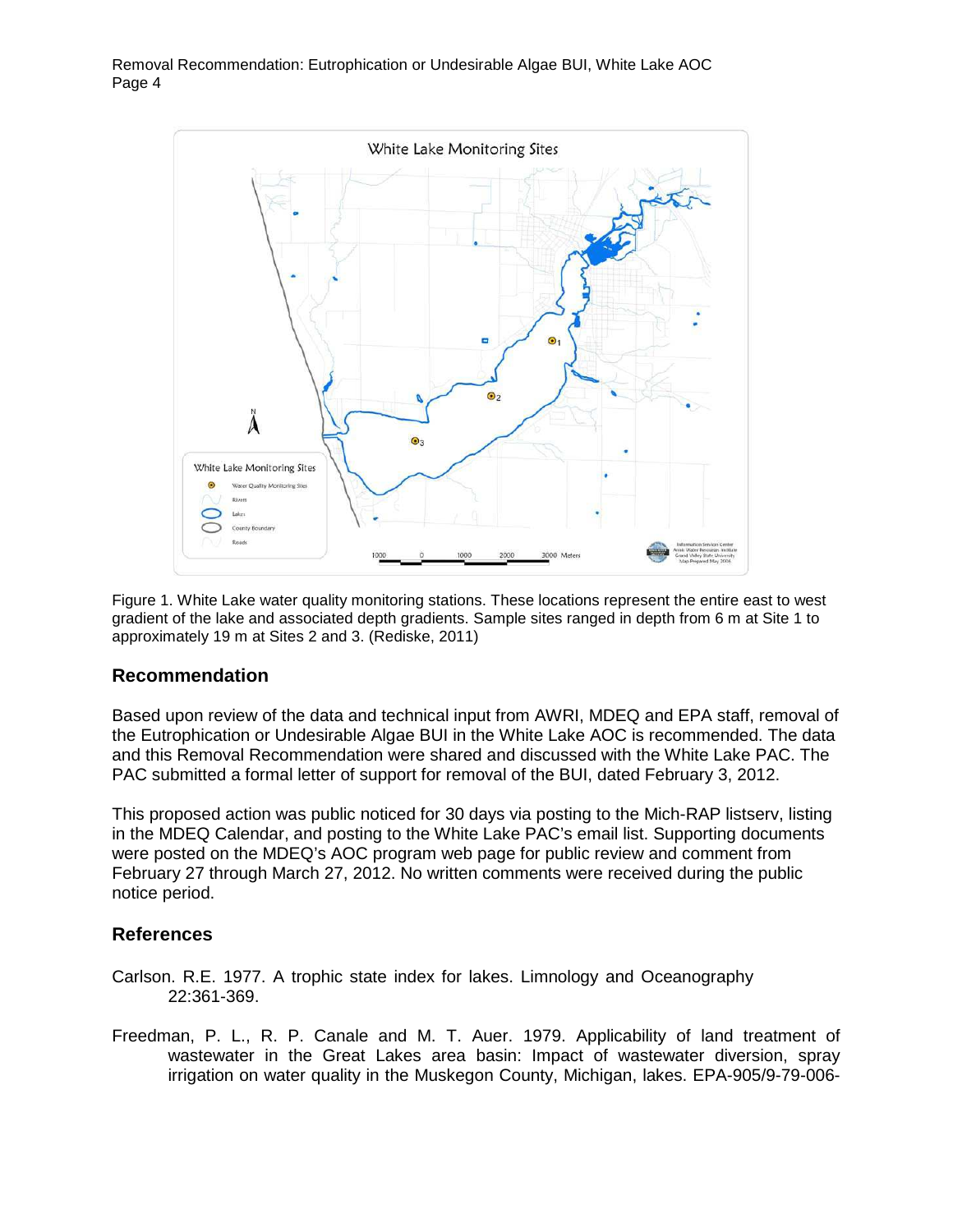Figure 1. White Lake water quality monitoring stations. These locations represent the entire east to west gradient of the lake and associated depth gradients. Sample sites ranged in depth from 6 m at Site 1 to approximately 19 m at Sites 2 and 3. (Rediske, 2011)

## Recommendation

Based upon review of the data and technical input from AWRI, MDEQ and EPA staff, removal of the Eutrophication or Undesirable Algae BUI in the White Lake AOC is recommended. The data and this Removal Recommendation were shared and discussed with the White Lake PAC. The PAC submitted a formal letter of support for removal of the BUI, dated February 3, 2012.

This proposed action was public noticed for 30 days via posting to the Mich-RAP listserv, listing in the MDEQ Calendar, and posting to the White Lake PAC's email list. Supporting documents were posted on the MDEQ's AOC program web page for public review and comment from February 27 through March 27, 2012. No written comments were received during the public notice period.

## References

Carlson. R.E. 1977. A trophic state index for lakes. Limnology and Oceanography 22:361-369.

Freedman, P. L., R. P. Canale and M. T. Auer. 1979. Applicability of land treatment of wastewater in the Great Lakes area basin: Impact of wastewater diversion, spray irrigation on water quality in the Muskegon County, Michigan, lakes. EPA-905/9-79-006-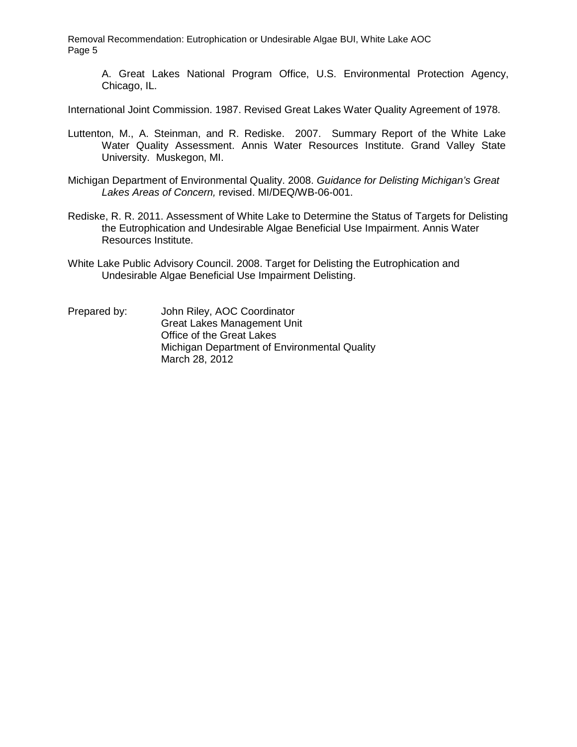A. Great Lakes National Program Office, U.S. Environmental Protection Agency, Chicago, IL.

International Joint Commission. 1987. Revised Great Lakes Water Quality Agreement of 1978.

Luttenton, M., A. Steinman, and R. Rediske. 2007. Summary Report of the White Lake Water Quality Assessment. Annis Water Resources Institute. Grand Valley State University. Muskegon, MI.

Michigan Department of Environmental Quality. 2008. *Guidance for Delisting Michigan's Great Lakes Areas of Concern,* revised. MI/DEQ/WB-06-001.

Rediske, R. R. 2011. Assessment of White Lake to Determine the Status of Targets for Delisting the Eutrophication and Undesirable Algae Beneficial Use Impairment. Annis Water Resources Institute.

White Lake Public Advisory Council. 2008. Target for Delisting the Eutrophication and Undesirable Algae Beneficial Use Impairment Delisting.

Prepared by: John Riley, AOC Coordinator
Great Lakes Management Unit
Office of the Great Lakes
Michigan Department of Environmental Quality
March 28, 2012